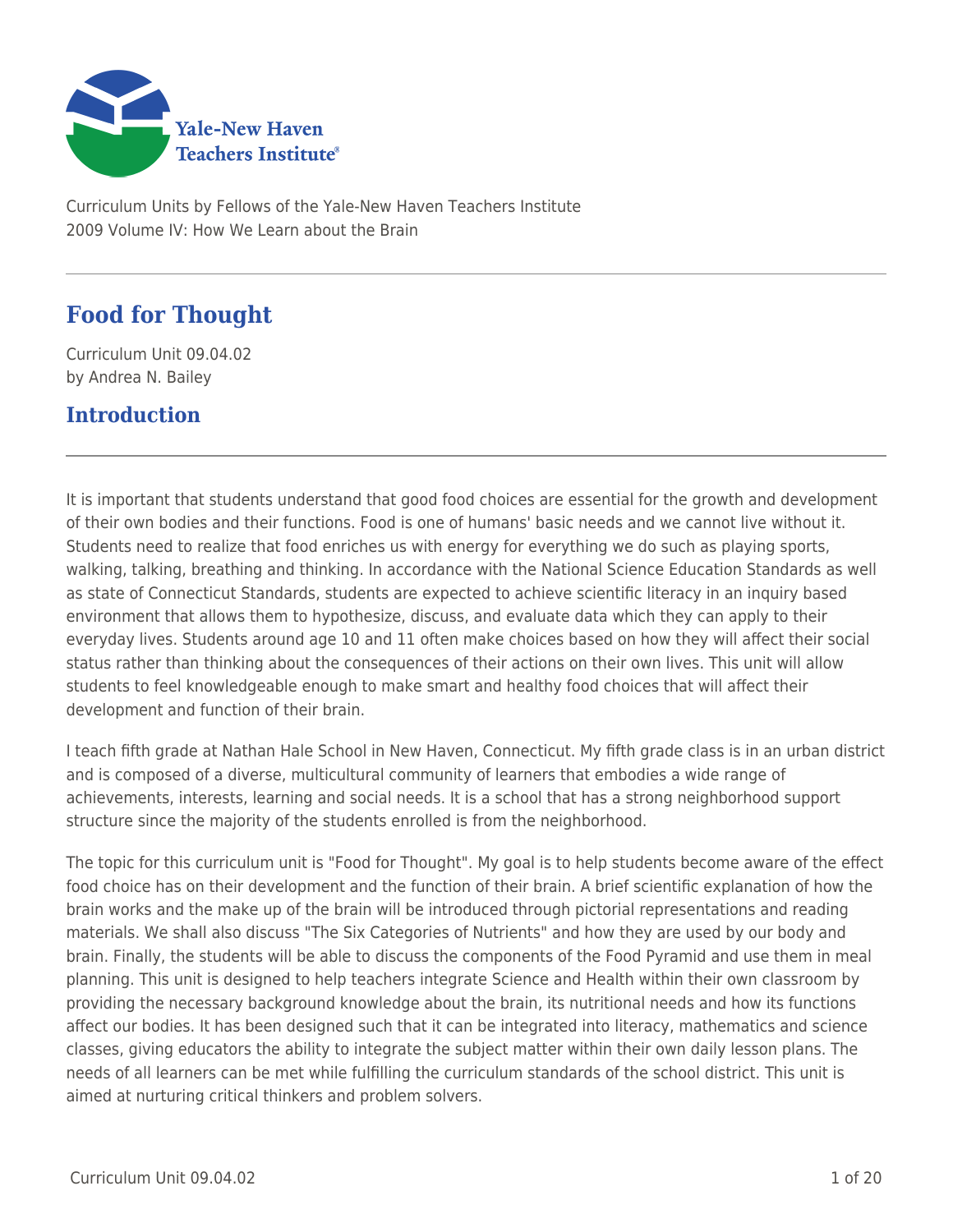Yale-New Haven Teachers Institute

Curriculum Units by Fellows of the Yale-New Haven Teachers Institute
2009 Volume IV: How We Learn about the Brain

# Food for Thought

Curriculum Unit 09.04.02
by Andrea N. Bailey

## Introduction

It is important that students understand that good food choices are essential for the growth and development of their own bodies and their functions. Food is one of humans' basic needs and we cannot live without it. Students need to realize that food enriches us with energy for everything we do such as playing sports, walking, talking, breathing and thinking. In accordance with the National Science Education Standards as well as state of Connecticut Standards, students are expected to achieve scientific literacy in an inquiry based environment that allows them to hypothesize, discuss, and evaluate data which they can apply to their everyday lives. Students around age 10 and 11 often make choices based on how they will affect their social status rather than thinking about the consequences of their actions on their own lives. This unit will allow students to feel knowledgeable enough to make smart and healthy food choices that will affect their development and function of their brain.

I teach fifth grade at Nathan Hale School in New Haven, Connecticut. My fifth grade class is in an urban district and is composed of a diverse, multicultural community of learners that embodies a wide range of achievements, interests, learning and social needs. It is a school that has a strong neighborhood support structure since the majority of the students enrolled is from the neighborhood.

The topic for this curriculum unit is "Food for Thought". My goal is to help students become aware of the effect food choice has on their development and the function of their brain. A brief scientific explanation of how the brain works and the make up of the brain will be introduced through pictorial representations and reading materials. We shall also discuss "The Six Categories of Nutrients" and how they are used by our body and brain. Finally, the students will be able to discuss the components of the Food Pyramid and use them in meal planning. This unit is designed to help teachers integrate Science and Health within their own classroom by providing the necessary background knowledge about the brain, its nutritional needs and how its functions affect our bodies. It has been designed such that it can be integrated into literacy, mathematics and science classes, giving educators the ability to integrate the subject matter within their own daily lesson plans. The needs of all learners can be met while fulfilling the curriculum standards of the school district. This unit is aimed at nurturing critical thinkers and problem solvers.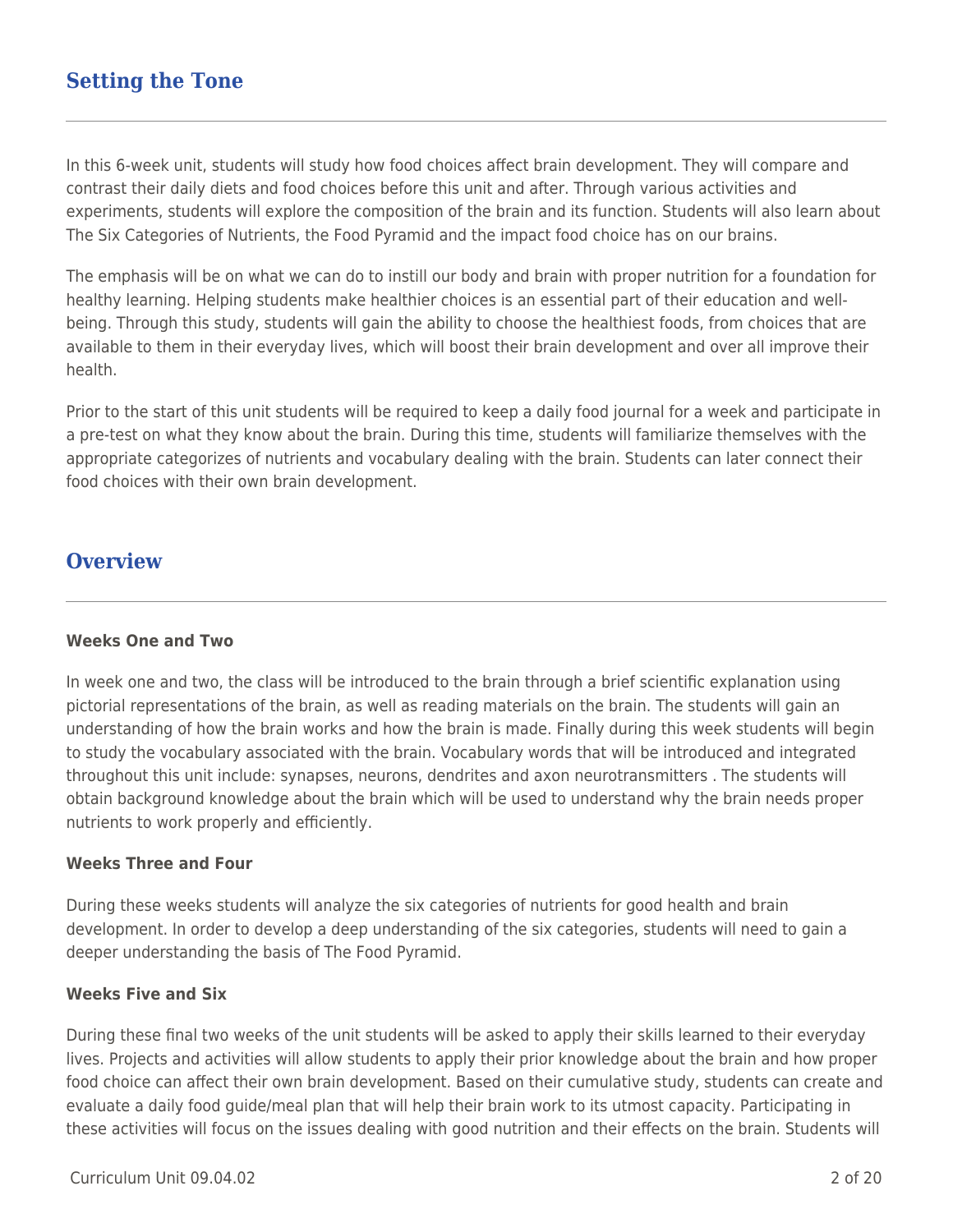## Setting the Tone

In this 6-week unit, students will study how food choices affect brain development. They will compare and contrast their daily diets and food choices before this unit and after. Through various activities and experiments, students will explore the composition of the brain and its function. Students will also learn about The Six Categories of Nutrients, the Food Pyramid and the impact food choice has on our brains.

The emphasis will be on what we can do to instill our body and brain with proper nutrition for a foundation for healthy learning. Helping students make healthier choices is an essential part of their education and well-being. Through this study, students will gain the ability to choose the healthiest foods, from choices that are available to them in their everyday lives, which will boost their brain development and over all improve their health.

Prior to the start of this unit students will be required to keep a daily food journal for a week and participate in a pre-test on what they know about the brain. During this time, students will familiarize themselves with the appropriate categorizes of nutrients and vocabulary dealing with the brain. Students can later connect their food choices with their own brain development.

## Overview

**Weeks One and Two**

In week one and two, the class will be introduced to the brain through a brief scientific explanation using pictorial representations of the brain, as well as reading materials on the brain. The students will gain an understanding of how the brain works and how the brain is made. Finally during this week students will begin to study the vocabulary associated with the brain. Vocabulary words that will be introduced and integrated throughout this unit include: synapses, neurons, dendrites and axon neurotransmitters . The students will obtain background knowledge about the brain which will be used to understand why the brain needs proper nutrients to work properly and efficiently.

**Weeks Three and Four**

During these weeks students will analyze the six categories of nutrients for good health and brain development. In order to develop a deep understanding of the six categories, students will need to gain a deeper understanding the basis of The Food Pyramid.

**Weeks Five and Six**

During these final two weeks of the unit students will be asked to apply their skills learned to their everyday lives. Projects and activities will allow students to apply their prior knowledge about the brain and how proper food choice can affect their own brain development. Based on their cumulative study, students can create and evaluate a daily food guide/meal plan that will help their brain work to its utmost capacity. Participating in these activities will focus on the issues dealing with good nutrition and their effects on the brain. Students will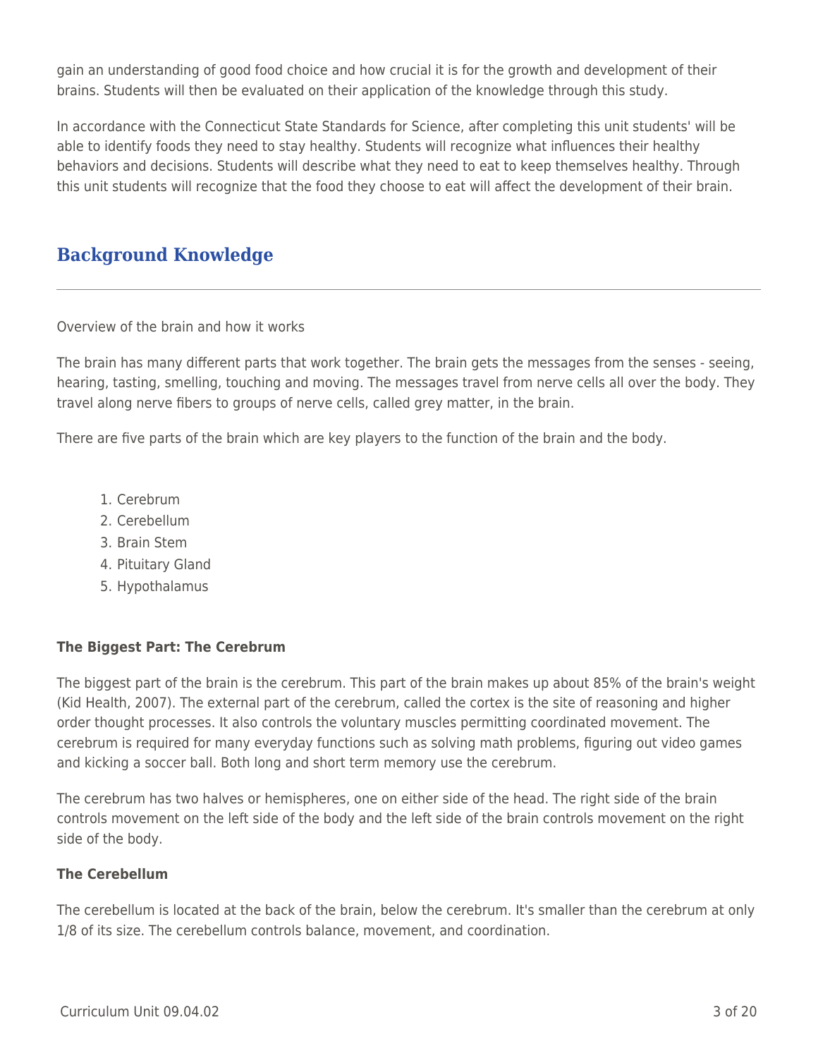gain an understanding of good food choice and how crucial it is for the growth and development of their brains. Students will then be evaluated on their application of the knowledge through this study.

In accordance with the Connecticut State Standards for Science, after completing this unit students' will be able to identify foods they need to stay healthy. Students will recognize what influences their healthy behaviors and decisions. Students will describe what they need to eat to keep themselves healthy. Through this unit students will recognize that the food they choose to eat will affect the development of their brain.

## Background Knowledge

Overview of the brain and how it works

The brain has many different parts that work together. The brain gets the messages from the senses - seeing, hearing, tasting, smelling, touching and moving. The messages travel from nerve cells all over the body. They travel along nerve fibers to groups of nerve cells, called grey matter, in the brain.

There are five parts of the brain which are key players to the function of the brain and the body.

1. Cerebrum
2. Cerebellum
3. Brain Stem
4. Pituitary Gland
5. Hypothalamus

**The Biggest Part: The Cerebrum**

The biggest part of the brain is the cerebrum. This part of the brain makes up about 85% of the brain's weight (Kid Health, 2007). The external part of the cerebrum, called the cortex is the site of reasoning and higher order thought processes. It also controls the voluntary muscles permitting coordinated movement. The cerebrum is required for many everyday functions such as solving math problems, figuring out video games and kicking a soccer ball. Both long and short term memory use the cerebrum.

The cerebrum has two halves or hemispheres, one on either side of the head. The right side of the brain controls movement on the left side of the body and the left side of the brain controls movement on the right side of the body.

**The Cerebellum**

The cerebellum is located at the back of the brain, below the cerebrum. It's smaller than the cerebrum at only 1/8 of its size. The cerebellum controls balance, movement, and coordination.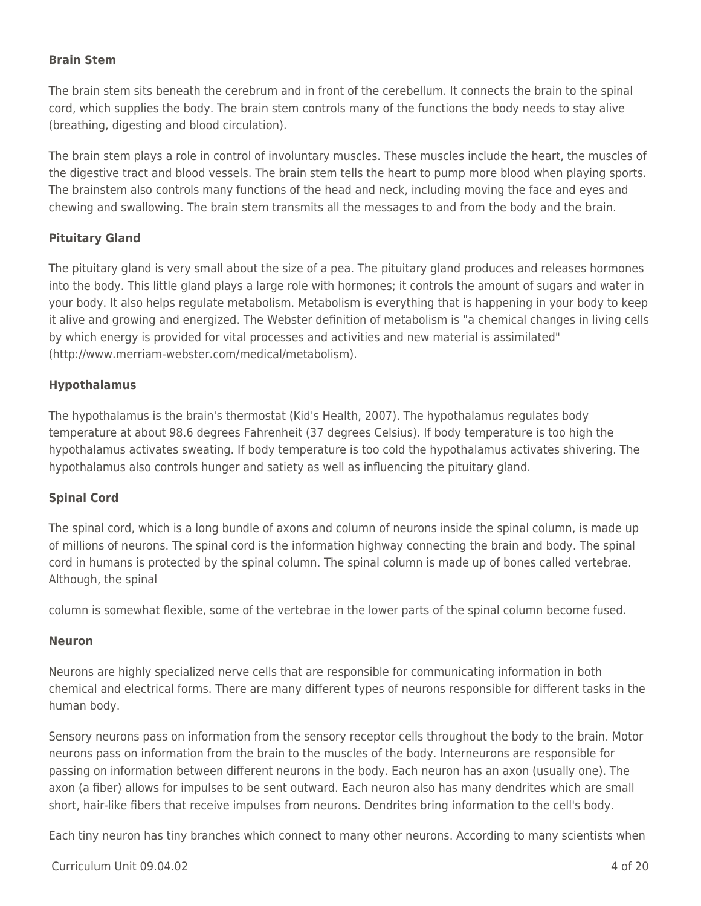### Brain Stem

The brain stem sits beneath the cerebrum and in front of the cerebellum. It connects the brain to the spinal cord, which supplies the body. The brain stem controls many of the functions the body needs to stay alive (breathing, digesting and blood circulation).

The brain stem plays a role in control of involuntary muscles. These muscles include the heart, the muscles of the digestive tract and blood vessels. The brain stem tells the heart to pump more blood when playing sports. The brainstem also controls many functions of the head and neck, including moving the face and eyes and chewing and swallowing. The brain stem transmits all the messages to and from the body and the brain.

### Pituitary Gland

The pituitary gland is very small about the size of a pea. The pituitary gland produces and releases hormones into the body. This little gland plays a large role with hormones; it controls the amount of sugars and water in your body. It also helps regulate metabolism. Metabolism is everything that is happening in your body to keep it alive and growing and energized. The Webster definition of metabolism is "a chemical changes in living cells by which energy is provided for vital processes and activities and new material is assimilated" (http://www.merriam-webster.com/medical/metabolism).

### Hypothalamus

The hypothalamus is the brain's thermostat (Kid's Health, 2007). The hypothalamus regulates body temperature at about 98.6 degrees Fahrenheit (37 degrees Celsius). If body temperature is too high the hypothalamus activates sweating. If body temperature is too cold the hypothalamus activates shivering. The hypothalamus also controls hunger and satiety as well as influencing the pituitary gland.

### Spinal Cord

The spinal cord, which is a long bundle of axons and column of neurons inside the spinal column, is made up of millions of neurons. The spinal cord is the information highway connecting the brain and body. The spinal cord in humans is protected by the spinal column. The spinal column is made up of bones called vertebrae. Although, the spinal column is somewhat flexible, some of the vertebrae in the lower parts of the spinal column become fused.

### Neuron

Neurons are highly specialized nerve cells that are responsible for communicating information in both chemical and electrical forms. There are many different types of neurons responsible for different tasks in the human body.

Sensory neurons pass on information from the sensory receptor cells throughout the body to the brain. Motor neurons pass on information from the brain to the muscles of the body. Interneurons are responsible for passing on information between different neurons in the body. Each neuron has an axon (usually one). The axon (a fiber) allows for impulses to be sent outward. Each neuron also has many dendrites which are small short, hair-like fibers that receive impulses from neurons. Dendrites bring information to the cell's body.

Each tiny neuron has tiny branches which connect to many other neurons. According to many scientists when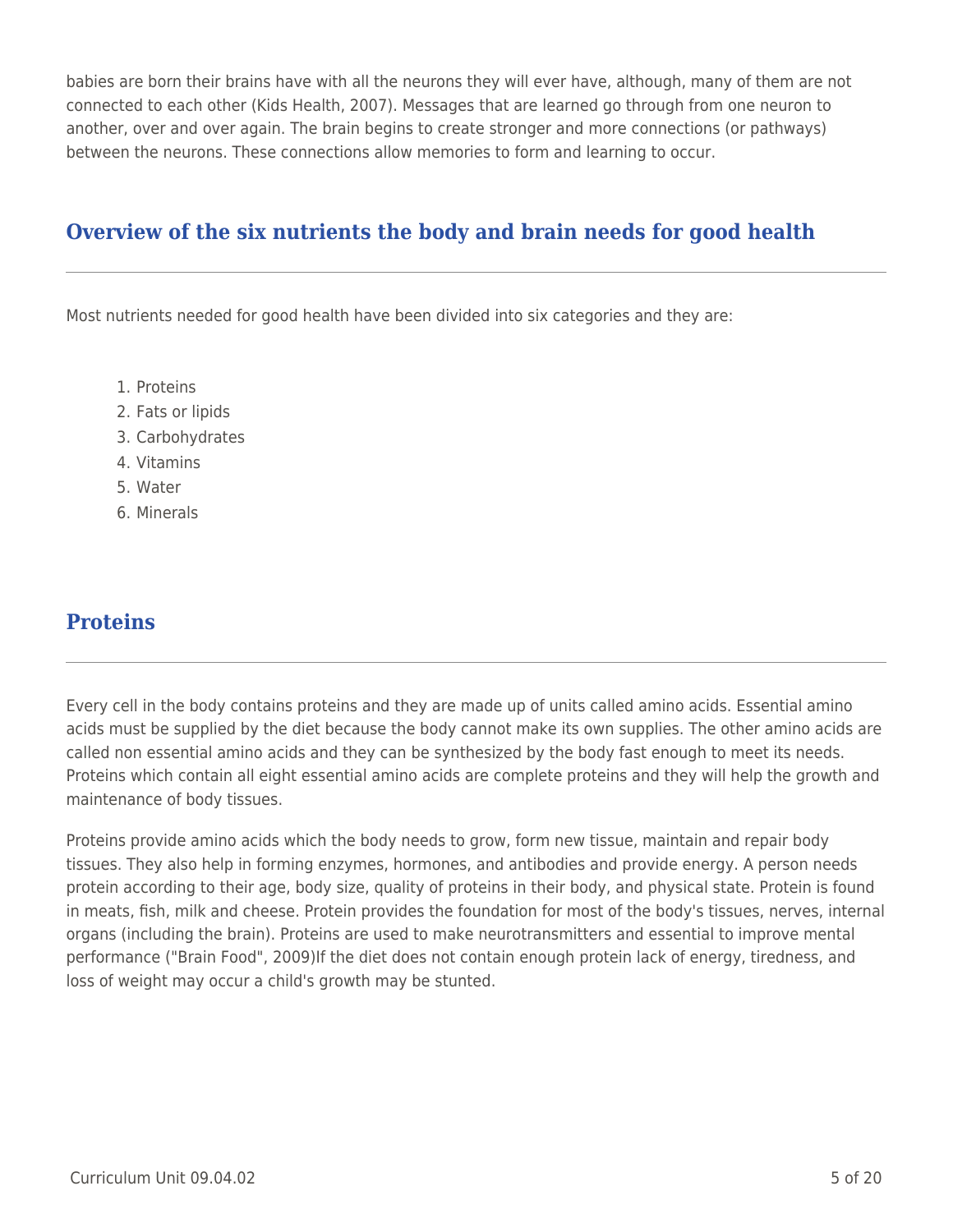babies are born their brains have with all the neurons they will ever have, although, many of them are not connected to each other (Kids Health, 2007). Messages that are learned go through from one neuron to another, over and over again. The brain begins to create stronger and more connections (or pathways) between the neurons. These connections allow memories to form and learning to occur.

## Overview of the six nutrients the body and brain needs for good health

Most nutrients needed for good health have been divided into six categories and they are:

1. Proteins
2. Fats or lipids
3. Carbohydrates
4. Vitamins
5. Water
6. Minerals

## Proteins

Every cell in the body contains proteins and they are made up of units called amino acids. Essential amino acids must be supplied by the diet because the body cannot make its own supplies. The other amino acids are called non essential amino acids and they can be synthesized by the body fast enough to meet its needs. Proteins which contain all eight essential amino acids are complete proteins and they will help the growth and maintenance of body tissues.

Proteins provide amino acids which the body needs to grow, form new tissue, maintain and repair body tissues. They also help in forming enzymes, hormones, and antibodies and provide energy. A person needs protein according to their age, body size, quality of proteins in their body, and physical state. Protein is found in meats, fish, milk and cheese. Protein provides the foundation for most of the body's tissues, nerves, internal organs (including the brain). Proteins are used to make neurotransmitters and essential to improve mental performance ("Brain Food", 2009)If the diet does not contain enough protein lack of energy, tiredness, and loss of weight may occur a child's growth may be stunted.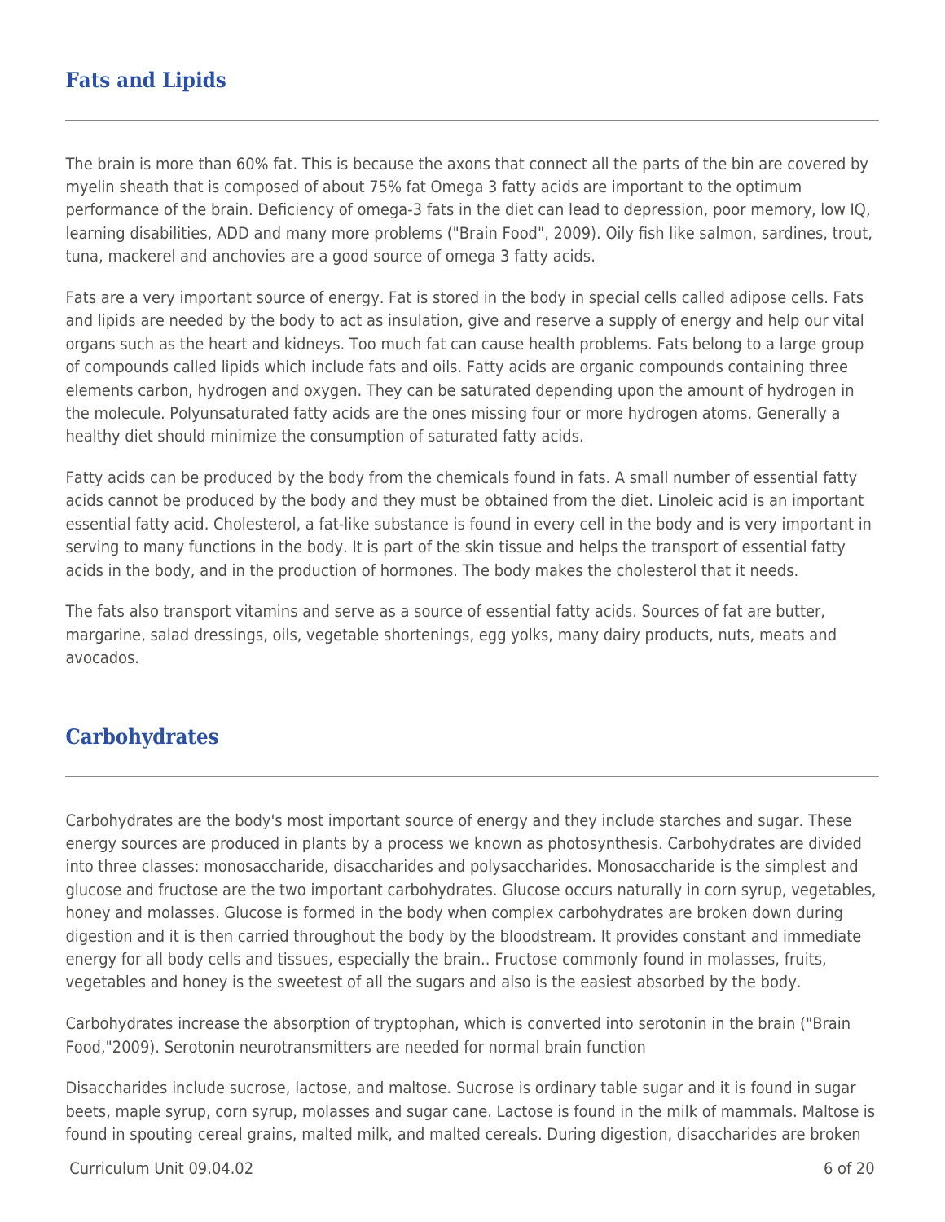## Fats and Lipids

The brain is more than 60% fat. This is because the axons that connect all the parts of the bin are covered by myelin sheath that is composed of about 75% fat Omega 3 fatty acids are important to the optimum performance of the brain. Deficiency of omega-3 fats in the diet can lead to depression, poor memory, low IQ, learning disabilities, ADD and many more problems ("Brain Food", 2009). Oily fish like salmon, sardines, trout, tuna, mackerel and anchovies are a good source of omega 3 fatty acids.

Fats are a very important source of energy. Fat is stored in the body in special cells called adipose cells. Fats and lipids are needed by the body to act as insulation, give and reserve a supply of energy and help our vital organs such as the heart and kidneys. Too much fat can cause health problems. Fats belong to a large group of compounds called lipids which include fats and oils. Fatty acids are organic compounds containing three elements carbon, hydrogen and oxygen. They can be saturated depending upon the amount of hydrogen in the molecule. Polyunsaturated fatty acids are the ones missing four or more hydrogen atoms. Generally a healthy diet should minimize the consumption of saturated fatty acids.

Fatty acids can be produced by the body from the chemicals found in fats. A small number of essential fatty acids cannot be produced by the body and they must be obtained from the diet. Linoleic acid is an important essential fatty acid. Cholesterol, a fat-like substance is found in every cell in the body and is very important in serving to many functions in the body. It is part of the skin tissue and helps the transport of essential fatty acids in the body, and in the production of hormones. The body makes the cholesterol that it needs.

The fats also transport vitamins and serve as a source of essential fatty acids. Sources of fat are butter, margarine, salad dressings, oils, vegetable shortenings, egg yolks, many dairy products, nuts, meats and avocados.

## Carbohydrates

Carbohydrates are the body's most important source of energy and they include starches and sugar. These energy sources are produced in plants by a process we known as photosynthesis. Carbohydrates are divided into three classes: monosaccharide, disaccharides and polysaccharides. Monosaccharide is the simplest and glucose and fructose are the two important carbohydrates. Glucose occurs naturally in corn syrup, vegetables, honey and molasses. Glucose is formed in the body when complex carbohydrates are broken down during digestion and it is then carried throughout the body by the bloodstream. It provides constant and immediate energy for all body cells and tissues, especially the brain.. Fructose commonly found in molasses, fruits, vegetables and honey is the sweetest of all the sugars and also is the easiest absorbed by the body.

Carbohydrates increase the absorption of tryptophan, which is converted into serotonin in the brain ("Brain Food,"2009). Serotonin neurotransmitters are needed for normal brain function

Disaccharides include sucrose, lactose, and maltose. Sucrose is ordinary table sugar and it is found in sugar beets, maple syrup, corn syrup, molasses and sugar cane. Lactose is found in the milk of mammals. Maltose is found in spouting cereal grains, malted milk, and malted cereals. During digestion, disaccharides are broken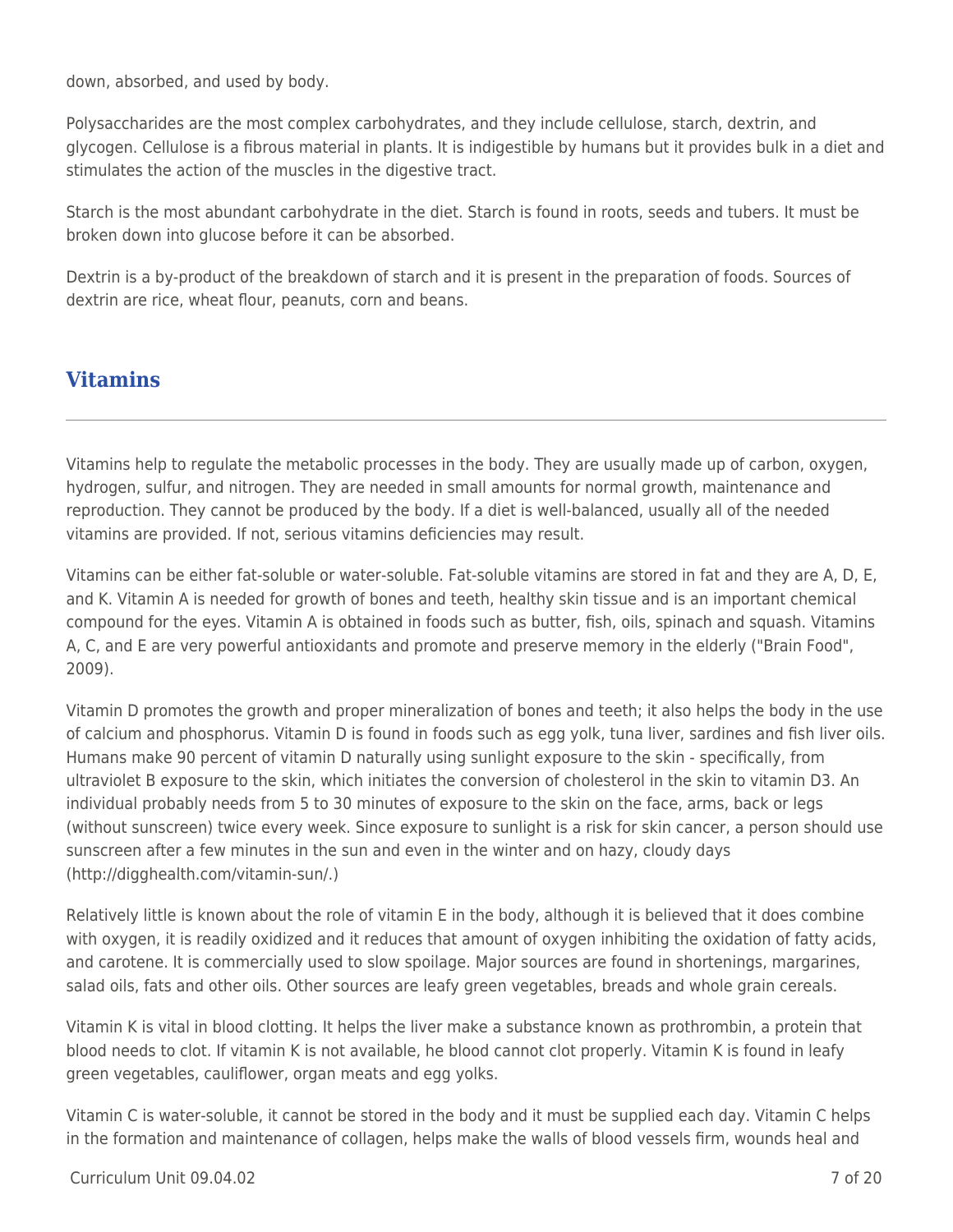down, absorbed, and used by body.

Polysaccharides are the most complex carbohydrates, and they include cellulose, starch, dextrin, and glycogen. Cellulose is a fibrous material in plants. It is indigestible by humans but it provides bulk in a diet and stimulates the action of the muscles in the digestive tract.

Starch is the most abundant carbohydrate in the diet. Starch is found in roots, seeds and tubers. It must be broken down into glucose before it can be absorbed.

Dextrin is a by-product of the breakdown of starch and it is present in the preparation of foods. Sources of dextrin are rice, wheat flour, peanuts, corn and beans.

## Vitamins

Vitamins help to regulate the metabolic processes in the body. They are usually made up of carbon, oxygen, hydrogen, sulfur, and nitrogen. They are needed in small amounts for normal growth, maintenance and reproduction. They cannot be produced by the body. If a diet is well-balanced, usually all of the needed vitamins are provided. If not, serious vitamins deficiencies may result.

Vitamins can be either fat-soluble or water-soluble. Fat-soluble vitamins are stored in fat and they are A, D, E, and K. Vitamin A is needed for growth of bones and teeth, healthy skin tissue and is an important chemical compound for the eyes. Vitamin A is obtained in foods such as butter, fish, oils, spinach and squash. Vitamins A, C, and E are very powerful antioxidants and promote and preserve memory in the elderly ("Brain Food", 2009).

Vitamin D promotes the growth and proper mineralization of bones and teeth; it also helps the body in the use of calcium and phosphorus. Vitamin D is found in foods such as egg yolk, tuna liver, sardines and fish liver oils. Humans make 90 percent of vitamin D naturally using sunlight exposure to the skin - specifically, from ultraviolet B exposure to the skin, which initiates the conversion of cholesterol in the skin to vitamin D3. An individual probably needs from 5 to 30 minutes of exposure to the skin on the face, arms, back or legs (without sunscreen) twice every week. Since exposure to sunlight is a risk for skin cancer, a person should use sunscreen after a few minutes in the sun and even in the winter and on hazy, cloudy days (http://digghealth.com/vitamin-sun/.)

Relatively little is known about the role of vitamin E in the body, although it is believed that it does combine with oxygen, it is readily oxidized and it reduces that amount of oxygen inhibiting the oxidation of fatty acids, and carotene. It is commercially used to slow spoilage. Major sources are found in shortenings, margarines, salad oils, fats and other oils. Other sources are leafy green vegetables, breads and whole grain cereals.

Vitamin K is vital in blood clotting. It helps the liver make a substance known as prothrombin, a protein that blood needs to clot. If vitamin K is not available, he blood cannot clot properly. Vitamin K is found in leafy green vegetables, cauliflower, organ meats and egg yolks.

Vitamin C is water-soluble, it cannot be stored in the body and it must be supplied each day. Vitamin C helps in the formation and maintenance of collagen, helps make the walls of blood vessels firm, wounds heal and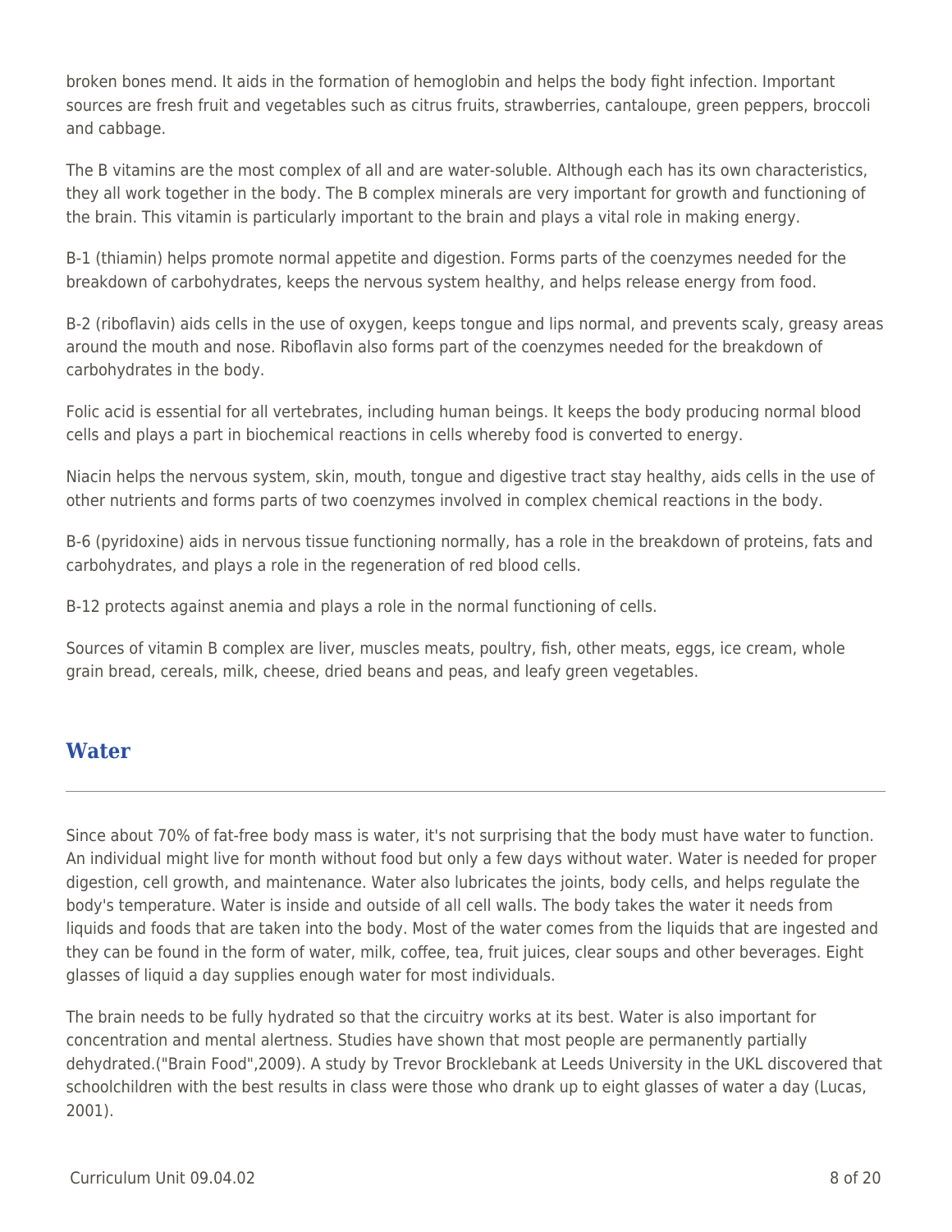broken bones mend. It aids in the formation of hemoglobin and helps the body fight infection. Important sources are fresh fruit and vegetables such as citrus fruits, strawberries, cantaloupe, green peppers, broccoli and cabbage.

The B vitamins are the most complex of all and are water-soluble. Although each has its own characteristics, they all work together in the body. The B complex minerals are very important for growth and functioning of the brain. This vitamin is particularly important to the brain and plays a vital role in making energy.

B-1 (thiamin) helps promote normal appetite and digestion. Forms parts of the coenzymes needed for the breakdown of carbohydrates, keeps the nervous system healthy, and helps release energy from food.

B-2 (riboflavin) aids cells in the use of oxygen, keeps tongue and lips normal, and prevents scaly, greasy areas around the mouth and nose. Riboflavin also forms part of the coenzymes needed for the breakdown of carbohydrates in the body.

Folic acid is essential for all vertebrates, including human beings. It keeps the body producing normal blood cells and plays a part in biochemical reactions in cells whereby food is converted to energy.

Niacin helps the nervous system, skin, mouth, tongue and digestive tract stay healthy, aids cells in the use of other nutrients and forms parts of two coenzymes involved in complex chemical reactions in the body.

B-6 (pyridoxine) aids in nervous tissue functioning normally, has a role in the breakdown of proteins, fats and carbohydrates, and plays a role in the regeneration of red blood cells.

B-12 protects against anemia and plays a role in the normal functioning of cells.

Sources of vitamin B complex are liver, muscles meats, poultry, fish, other meats, eggs, ice cream, whole grain bread, cereals, milk, cheese, dried beans and peas, and leafy green vegetables.

## Water

Since about 70% of fat-free body mass is water, it's not surprising that the body must have water to function. An individual might live for month without food but only a few days without water. Water is needed for proper digestion, cell growth, and maintenance. Water also lubricates the joints, body cells, and helps regulate the body's temperature. Water is inside and outside of all cell walls. The body takes the water it needs from liquids and foods that are taken into the body. Most of the water comes from the liquids that are ingested and they can be found in the form of water, milk, coffee, tea, fruit juices, clear soups and other beverages. Eight glasses of liquid a day supplies enough water for most individuals.

The brain needs to be fully hydrated so that the circuitry works at its best. Water is also important for concentration and mental alertness. Studies have shown that most people are permanently partially dehydrated.("Brain Food",2009). A study by Trevor Brocklebank at Leeds University in the UKL discovered that schoolchildren with the best results in class were those who drank up to eight glasses of water a day (Lucas, 2001).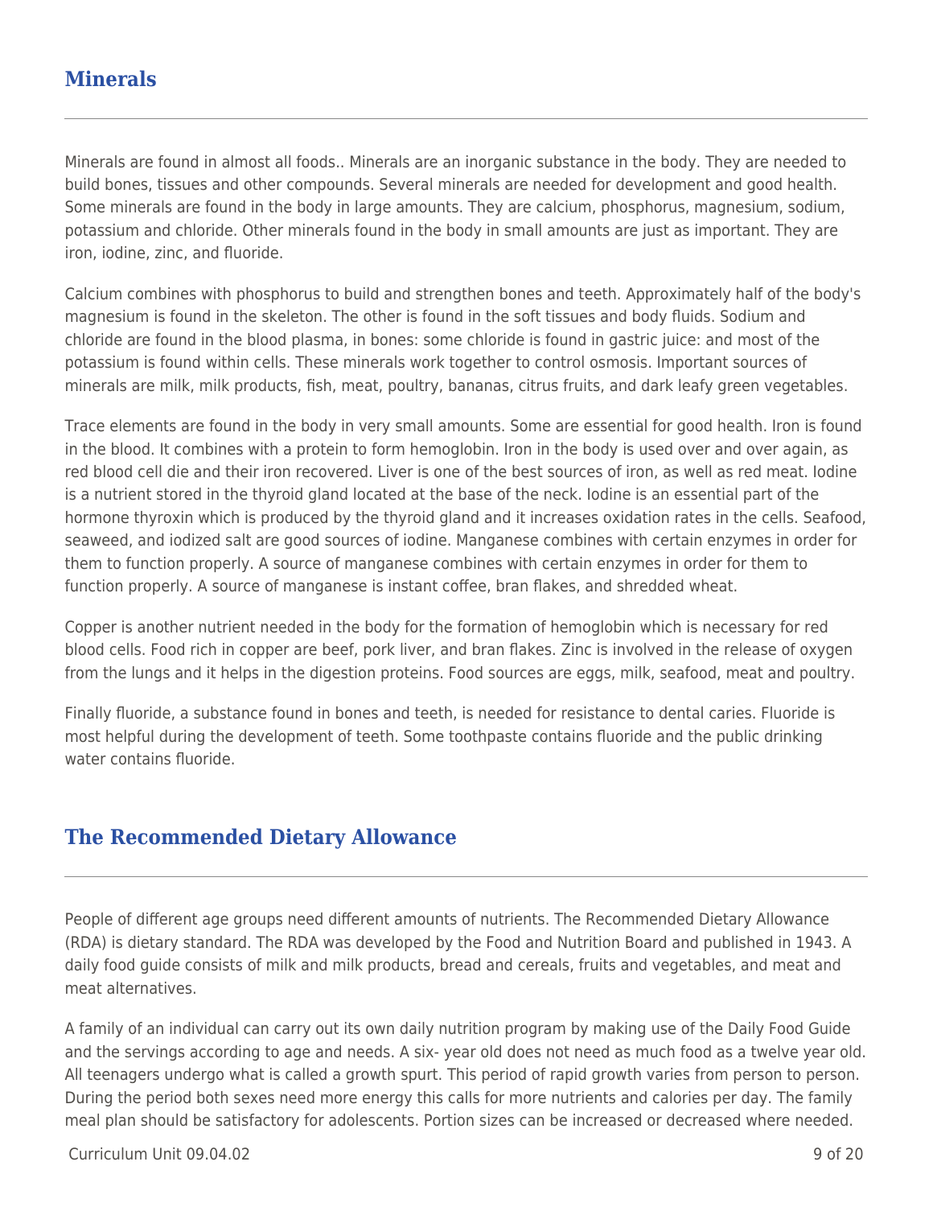## Minerals

Minerals are found in almost all foods.. Minerals are an inorganic substance in the body. They are needed to build bones, tissues and other compounds. Several minerals are needed for development and good health. Some minerals are found in the body in large amounts. They are calcium, phosphorus, magnesium, sodium, potassium and chloride. Other minerals found in the body in small amounts are just as important. They are iron, iodine, zinc, and fluoride.

Calcium combines with phosphorus to build and strengthen bones and teeth. Approximately half of the body's magnesium is found in the skeleton. The other is found in the soft tissues and body fluids. Sodium and chloride are found in the blood plasma, in bones: some chloride is found in gastric juice: and most of the potassium is found within cells. These minerals work together to control osmosis. Important sources of minerals are milk, milk products, fish, meat, poultry, bananas, citrus fruits, and dark leafy green vegetables.

Trace elements are found in the body in very small amounts. Some are essential for good health. Iron is found in the blood. It combines with a protein to form hemoglobin. Iron in the body is used over and over again, as red blood cell die and their iron recovered. Liver is one of the best sources of iron, as well as red meat. Iodine is a nutrient stored in the thyroid gland located at the base of the neck. Iodine is an essential part of the hormone thyroxin which is produced by the thyroid gland and it increases oxidation rates in the cells. Seafood, seaweed, and iodized salt are good sources of iodine. Manganese combines with certain enzymes in order for them to function properly. A source of manganese combines with certain enzymes in order for them to function properly. A source of manganese is instant coffee, bran flakes, and shredded wheat.

Copper is another nutrient needed in the body for the formation of hemoglobin which is necessary for red blood cells. Food rich in copper are beef, pork liver, and bran flakes. Zinc is involved in the release of oxygen from the lungs and it helps in the digestion proteins. Food sources are eggs, milk, seafood, meat and poultry.

Finally fluoride, a substance found in bones and teeth, is needed for resistance to dental caries. Fluoride is most helpful during the development of teeth. Some toothpaste contains fluoride and the public drinking water contains fluoride.

## The Recommended Dietary Allowance

People of different age groups need different amounts of nutrients. The Recommended Dietary Allowance (RDA) is dietary standard. The RDA was developed by the Food and Nutrition Board and published in 1943. A daily food guide consists of milk and milk products, bread and cereals, fruits and vegetables, and meat and meat alternatives.

A family of an individual can carry out its own daily nutrition program by making use of the Daily Food Guide and the servings according to age and needs. A six- year old does not need as much food as a twelve year old. All teenagers undergo what is called a growth spurt. This period of rapid growth varies from person to person. During the period both sexes need more energy this calls for more nutrients and calories per day. The family meal plan should be satisfactory for adolescents. Portion sizes can be increased or decreased where needed.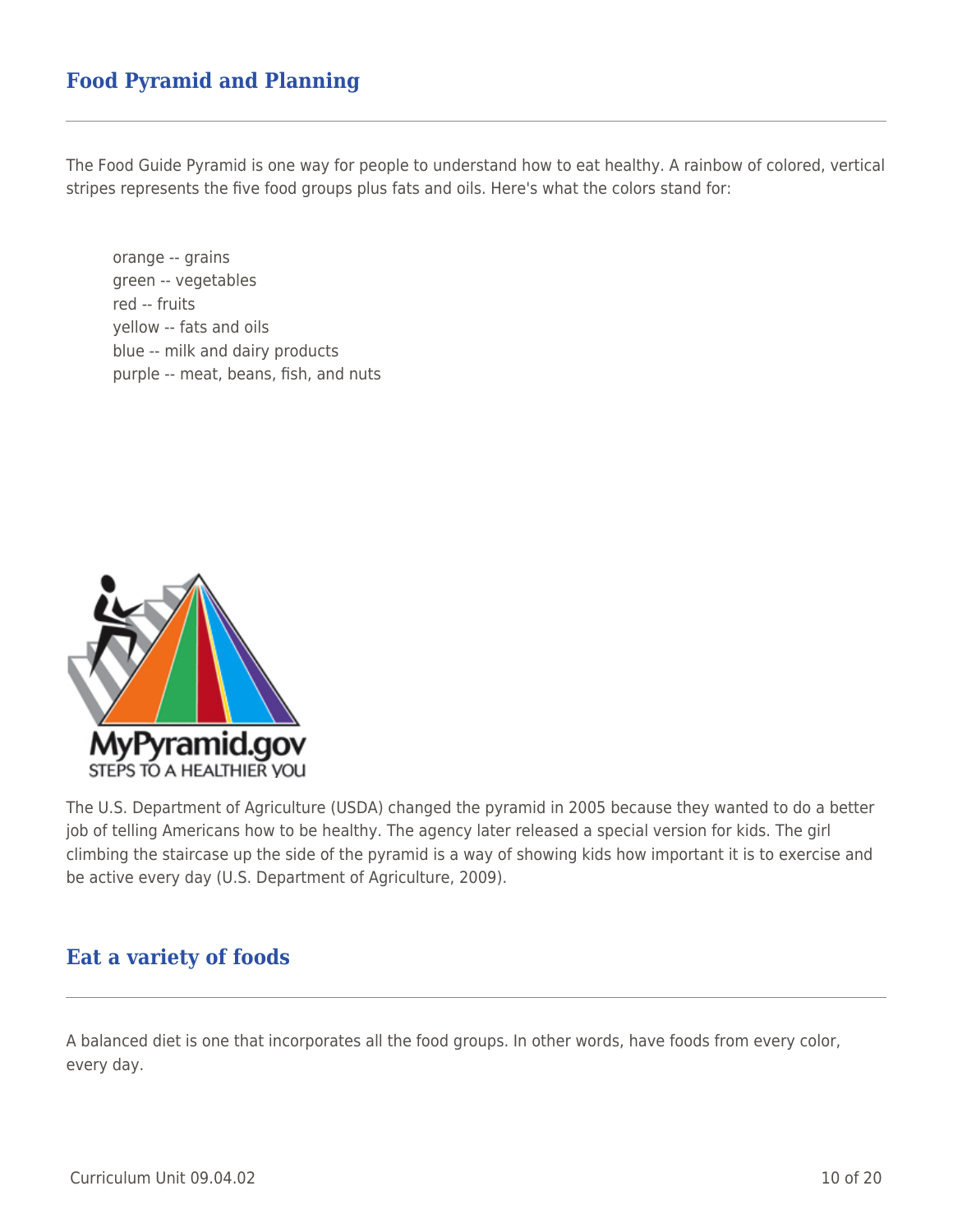## Food Pyramid and Planning

The Food Guide Pyramid is one way for people to understand how to eat healthy. A rainbow of colored, vertical stripes represents the five food groups plus fats and oils. Here's what the colors stand for:

orange -- grains
green -- vegetables
red -- fruits
yellow -- fats and oils
blue -- milk and dairy products
purple -- meat, beans, fish, and nuts

The U.S. Department of Agriculture (USDA) changed the pyramid in 2005 because they wanted to do a better job of telling Americans how to be healthy. The agency later released a special version for kids. The girl climbing the staircase up the side of the pyramid is a way of showing kids how important it is to exercise and be active every day (U.S. Department of Agriculture, 2009).

## Eat a variety of foods

A balanced diet is one that incorporates all the food groups. In other words, have foods from every color, every day.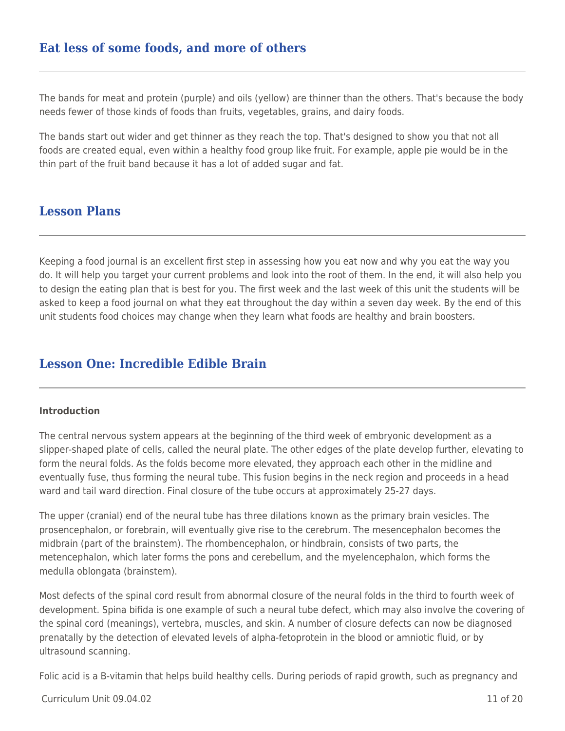## Eat less of some foods, and more of others

The bands for meat and protein (purple) and oils (yellow) are thinner than the others. That's because the body needs fewer of those kinds of foods than fruits, vegetables, grains, and dairy foods.

The bands start out wider and get thinner as they reach the top. That's designed to show you that not all foods are created equal, even within a healthy food group like fruit. For example, apple pie would be in the thin part of the fruit band because it has a lot of added sugar and fat.

## Lesson Plans

Keeping a food journal is an excellent first step in assessing how you eat now and why you eat the way you do. It will help you target your current problems and look into the root of them. In the end, it will also help you to design the eating plan that is best for you. The first week and the last week of this unit the students will be asked to keep a food journal on what they eat throughout the day within a seven day week. By the end of this unit students food choices may change when they learn what foods are healthy and brain boosters.

## Lesson One: Incredible Edible Brain

**Introduction**

The central nervous system appears at the beginning of the third week of embryonic development as a slipper-shaped plate of cells, called the neural plate. The other edges of the plate develop further, elevating to form the neural folds. As the folds become more elevated, they approach each other in the midline and eventually fuse, thus forming the neural tube. This fusion begins in the neck region and proceeds in a head ward and tail ward direction. Final closure of the tube occurs at approximately 25-27 days.

The upper (cranial) end of the neural tube has three dilations known as the primary brain vesicles. The prosencephalon, or forebrain, will eventually give rise to the cerebrum. The mesencephalon becomes the midbrain (part of the brainstem). The rhombencephalon, or hindbrain, consists of two parts, the metencephalon, which later forms the pons and cerebellum, and the myelencephalon, which forms the medulla oblongata (brainstem).

Most defects of the spinal cord result from abnormal closure of the neural folds in the third to fourth week of development. Spina bifida is one example of such a neural tube defect, which may also involve the covering of the spinal cord (meanings), vertebra, muscles, and skin. A number of closure defects can now be diagnosed prenatally by the detection of elevated levels of alpha-fetoprotein in the blood or amniotic fluid, or by ultrasound scanning.

Folic acid is a B-vitamin that helps build healthy cells. During periods of rapid growth, such as pregnancy and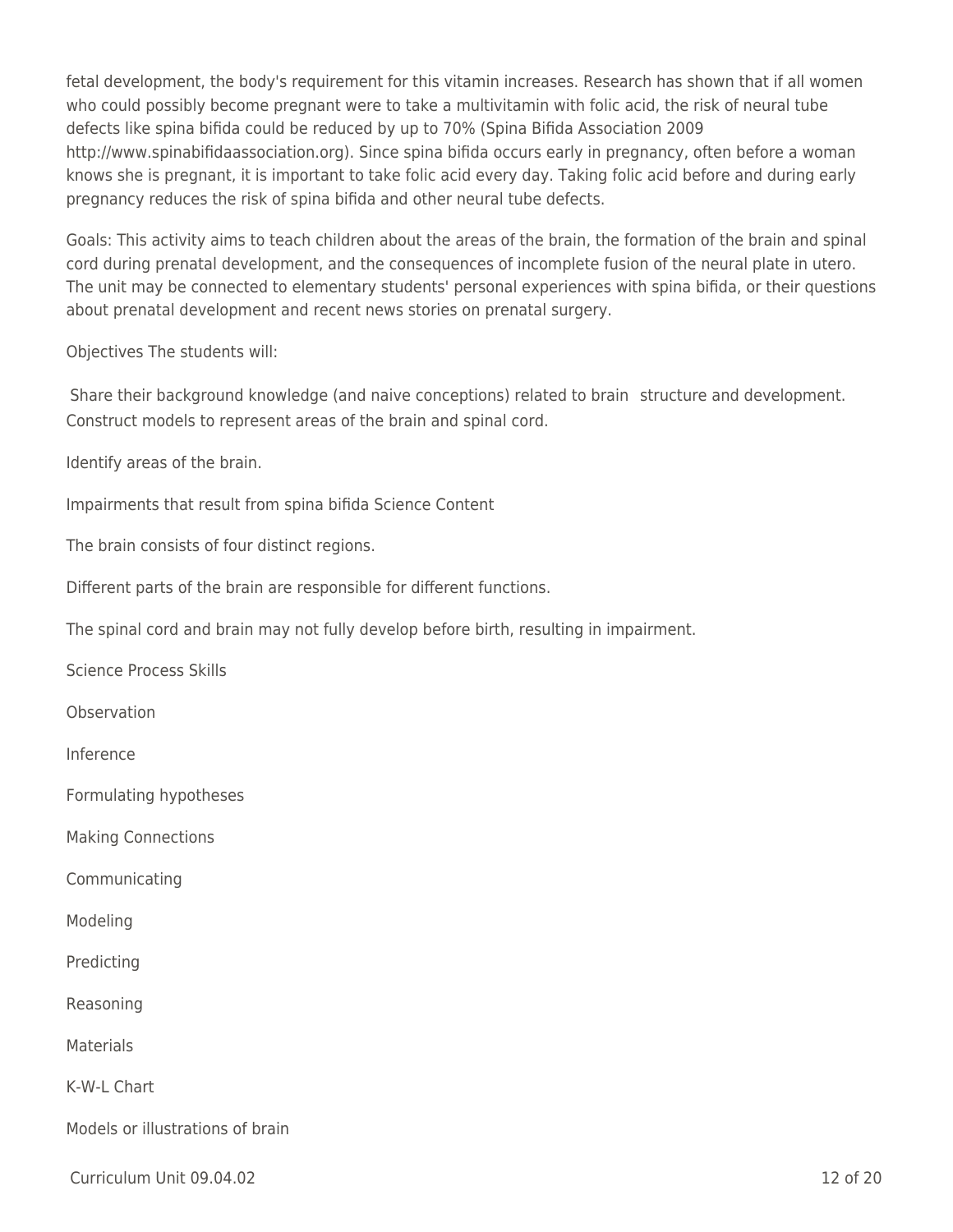fetal development, the body's requirement for this vitamin increases. Research has shown that if all women who could possibly become pregnant were to take a multivitamin with folic acid, the risk of neural tube defects like spina bifida could be reduced by up to 70% (Spina Bifida Association 2009 http://www.spinabifidaassociation.org). Since spina bifida occurs early in pregnancy, often before a woman knows she is pregnant, it is important to take folic acid every day. Taking folic acid before and during early pregnancy reduces the risk of spina bifida and other neural tube defects.

Goals: This activity aims to teach children about the areas of the brain, the formation of the brain and spinal cord during prenatal development, and the consequences of incomplete fusion of the neural plate in utero. The unit may be connected to elementary students' personal experiences with spina bifida, or their questions about prenatal development and recent news stories on prenatal surgery.

Objectives The students will:

Share their background knowledge (and naive conceptions) related to brain structure and development. Construct models to represent areas of the brain and spinal cord.

Identify areas of the brain.

Impairments that result from spina bifida Science Content

The brain consists of four distinct regions.

Different parts of the brain are responsible for different functions.

The spinal cord and brain may not fully develop before birth, resulting in impairment.

Science Process Skills

Observation

Inference

Formulating hypotheses

Making Connections

Communicating

Modeling

Predicting

Reasoning

Materials

K-W-L Chart

Models or illustrations of brain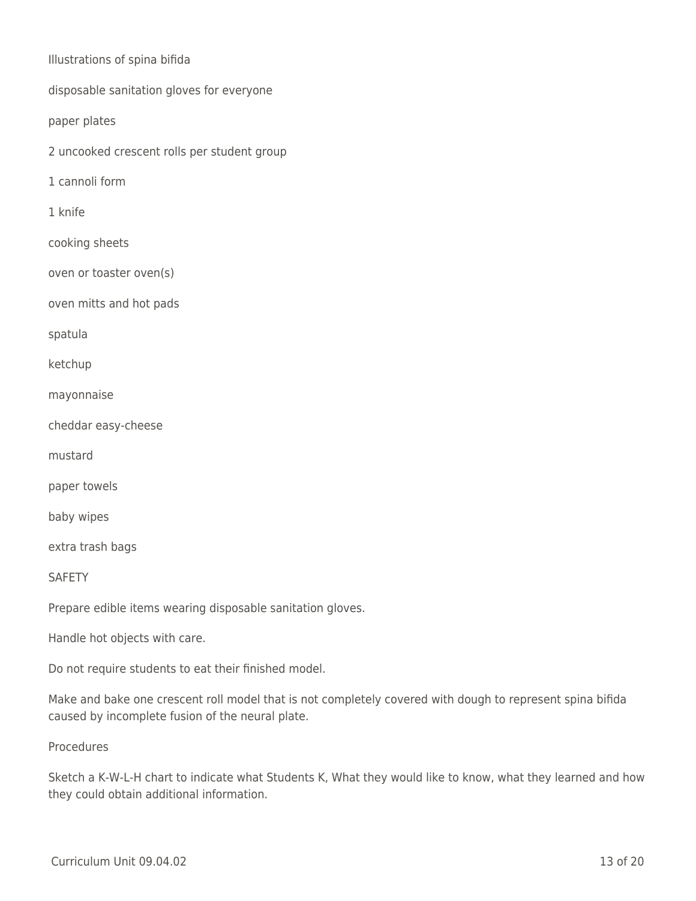Illustrations of spina bifida

disposable sanitation gloves for everyone

paper plates

2 uncooked crescent rolls per student group

1 cannoli form

1 knife

cooking sheets

oven or toaster oven(s)

oven mitts and hot pads

spatula

ketchup

mayonnaise

cheddar easy-cheese

mustard

paper towels

baby wipes

extra trash bags

SAFETY

Prepare edible items wearing disposable sanitation gloves.

Handle hot objects with care.

Do not require students to eat their finished model.

Make and bake one crescent roll model that is not completely covered with dough to represent spina bifida caused by incomplete fusion of the neural plate.

Procedures

Sketch a K-W-L-H chart to indicate what Students K, What they would like to know, what they learned and how they could obtain additional information.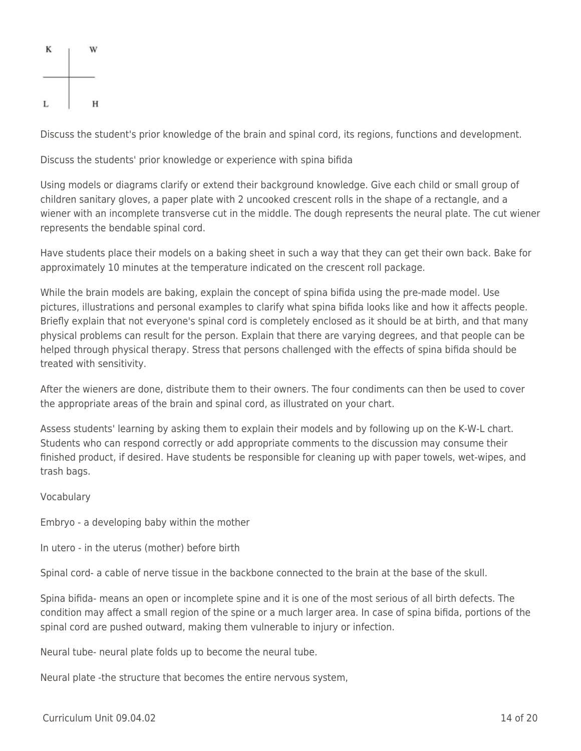| K | W |
|---|---|
| L | H |

Discuss the student's prior knowledge of the brain and spinal cord, its regions, functions and development.

Discuss the students' prior knowledge or experience with spina bifida

Using models or diagrams clarify or extend their background knowledge. Give each child or small group of children sanitary gloves, a paper plate with 2 uncooked crescent rolls in the shape of a rectangle, and a wiener with an incomplete transverse cut in the middle. The dough represents the neural plate. The cut wiener represents the bendable spinal cord.

Have students place their models on a baking sheet in such a way that they can get their own back. Bake for approximately 10 minutes at the temperature indicated on the crescent roll package.

While the brain models are baking, explain the concept of spina bifida using the pre-made model. Use pictures, illustrations and personal examples to clarify what spina bifida looks like and how it affects people. Briefly explain that not everyone's spinal cord is completely enclosed as it should be at birth, and that many physical problems can result for the person. Explain that there are varying degrees, and that people can be helped through physical therapy. Stress that persons challenged with the effects of spina bifida should be treated with sensitivity.

After the wieners are done, distribute them to their owners. The four condiments can then be used to cover the appropriate areas of the brain and spinal cord, as illustrated on your chart.

Assess students' learning by asking them to explain their models and by following up on the K-W-L chart. Students who can respond correctly or add appropriate comments to the discussion may consume their finished product, if desired. Have students be responsible for cleaning up with paper towels, wet-wipes, and trash bags.

Vocabulary

Embryo - a developing baby within the mother

In utero - in the uterus (mother) before birth

Spinal cord- a cable of nerve tissue in the backbone connected to the brain at the base of the skull.

Spina bifida- means an open or incomplete spine and it is one of the most serious of all birth defects. The condition may affect a small region of the spine or a much larger area. In case of spina bifida, portions of the spinal cord are pushed outward, making them vulnerable to injury or infection.

Neural tube- neural plate folds up to become the neural tube.

Neural plate -the structure that becomes the entire nervous system,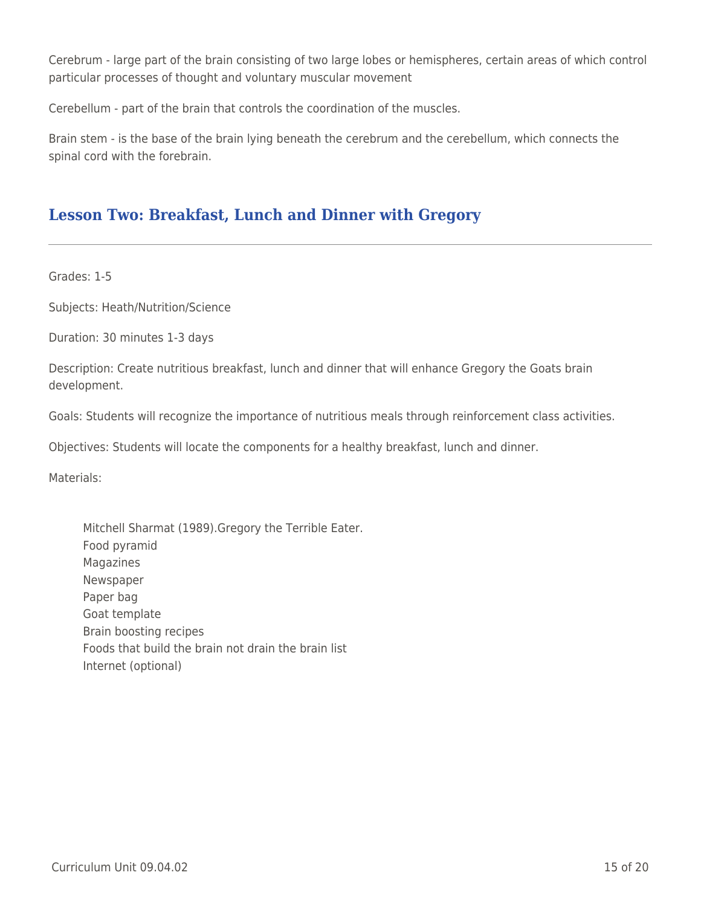Cerebrum - large part of the brain consisting of two large lobes or hemispheres, certain areas of which control particular processes of thought and voluntary muscular movement

Cerebellum - part of the brain that controls the coordination of the muscles.

Brain stem - is the base of the brain lying beneath the cerebrum and the cerebellum, which connects the spinal cord with the forebrain.

## Lesson Two: Breakfast, Lunch and Dinner with Gregory

---

Grades: 1-5

Subjects: Heath/Nutrition/Science

Duration: 30 minutes 1-3 days

Description: Create nutritious breakfast, lunch and dinner that will enhance Gregory the Goats brain development.

Goals: Students will recognize the importance of nutritious meals through reinforcement class activities.

Objectives: Students will locate the components for a healthy breakfast, lunch and dinner.

Materials:

- Mitchell Sharmat (1989).Gregory the Terrible Eater.
- Food pyramid
- Magazines
- Newspaper
- Paper bag
- Goat template
- Brain boosting recipes
- Foods that build the brain not drain the brain list
- Internet (optional)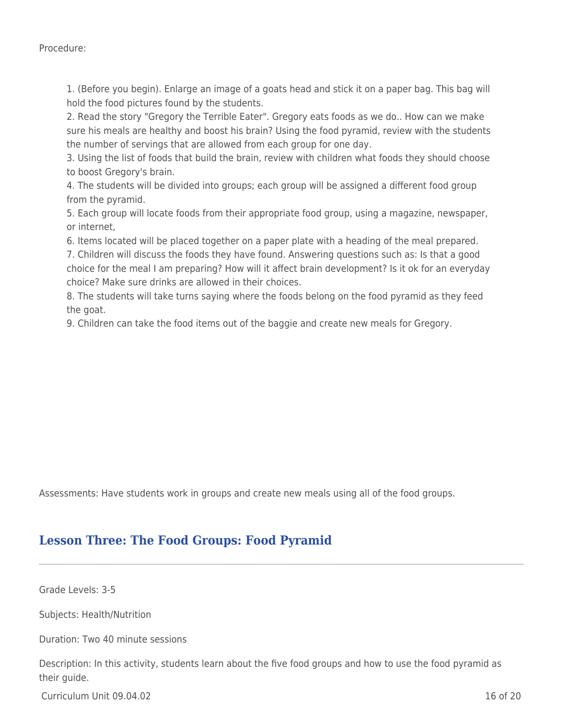Procedure:

1. (Before you begin). Enlarge an image of a goats head and stick it on a paper bag. This bag will hold the food pictures found by the students.
2. Read the story "Gregory the Terrible Eater". Gregory eats foods as we do.. How can we make sure his meals are healthy and boost his brain? Using the food pyramid, review with the students the number of servings that are allowed from each group for one day.
3. Using the list of foods that build the brain, review with children what foods they should choose to boost Gregory's brain.
4. The students will be divided into groups; each group will be assigned a different food group from the pyramid.
5. Each group will locate foods from their appropriate food group, using a magazine, newspaper, or internet,
6. Items located will be placed together on a paper plate with a heading of the meal prepared.
7. Children will discuss the foods they have found. Answering questions such as: Is that a good choice for the meal I am preparing? How will it affect brain development? Is it ok for an everyday choice? Make sure drinks are allowed in their choices.
8. The students will take turns saying where the foods belong on the food pyramid as they feed the goat.
9. Children can take the food items out of the baggie and create new meals for Gregory.

Assessments: Have students work in groups and create new meals using all of the food groups.

## Lesson Three: The Food Groups: Food Pyramid

Grade Levels: 3-5

Subjects: Health/Nutrition

Duration: Two 40 minute sessions

Description: In this activity, students learn about the five food groups and how to use the food pyramid as their guide.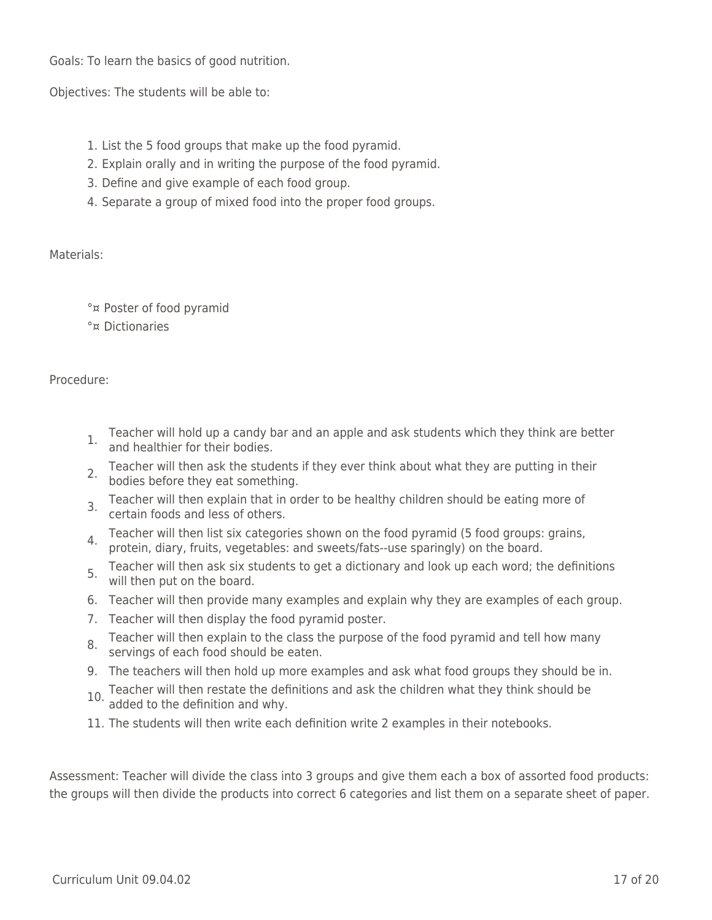Goals: To learn the basics of good nutrition.

Objectives: The students will be able to:

1. List the 5 food groups that make up the food pyramid.
2. Explain orally and in writing the purpose of the food pyramid.
3. Define and give example of each food group.
4. Separate a group of mixed food into the proper food groups.

Materials:

- °¤ Poster of food pyramid
- °¤ Dictionaries

Procedure:

1. Teacher will hold up a candy bar and an apple and ask students which they think are better and healthier for their bodies.
2. Teacher will then ask the students if they ever think about what they are putting in their bodies before they eat something.
3. Teacher will then explain that in order to be healthy children should be eating more of certain foods and less of others.
4. Teacher will then list six categories shown on the food pyramid (5 food groups: grains, protein, diary, fruits, vegetables: and sweets/fats--use sparingly) on the board.
5. Teacher will then ask six students to get a dictionary and look up each word; the definitions will then put on the board.
6. Teacher will then provide many examples and explain why they are examples of each group.
7. Teacher will then display the food pyramid poster.
8. Teacher will then explain to the class the purpose of the food pyramid and tell how many servings of each food should be eaten.
9. The teachers will then hold up more examples and ask what food groups they should be in.
10. Teacher will then restate the definitions and ask the children what they think should be added to the definition and why.
11. The students will then write each definition write 2 examples in their notebooks.

Assessment: Teacher will divide the class into 3 groups and give them each a box of assorted food products: the groups will then divide the products into correct 6 categories and list them on a separate sheet of paper.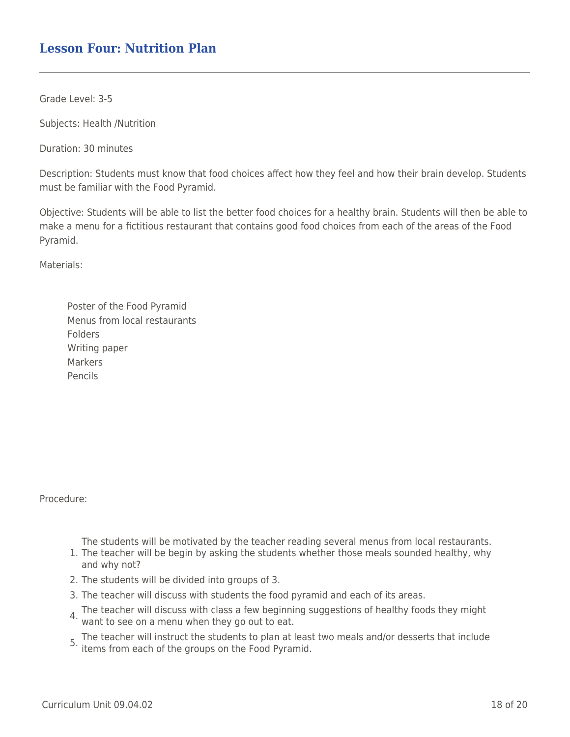## Lesson Four: Nutrition Plan

Grade Level: 3-5

Subjects: Health /Nutrition

Duration: 30 minutes

Description: Students must know that food choices affect how they feel and how their brain develop. Students must be familiar with the Food Pyramid.

Objective: Students will be able to list the better food choices for a healthy brain. Students will then be able to make a menu for a fictitious restaurant that contains good food choices from each of the areas of the Food Pyramid.

Materials:

- Poster of the Food Pyramid
- Menus from local restaurants
- Folders
- Writing paper
- Markers
- Pencils

Procedure:

1. The students will be motivated by the teacher reading several menus from local restaurants. The teacher will be begin by asking the students whether those meals sounded healthy, why and why not?
2. The students will be divided into groups of 3.
3. The teacher will discuss with students the food pyramid and each of its areas.
4. The teacher will discuss with class a few beginning suggestions of healthy foods they might want to see on a menu when they go out to eat.
5. The teacher will instruct the students to plan at least two meals and/or desserts that include items from each of the groups on the Food Pyramid.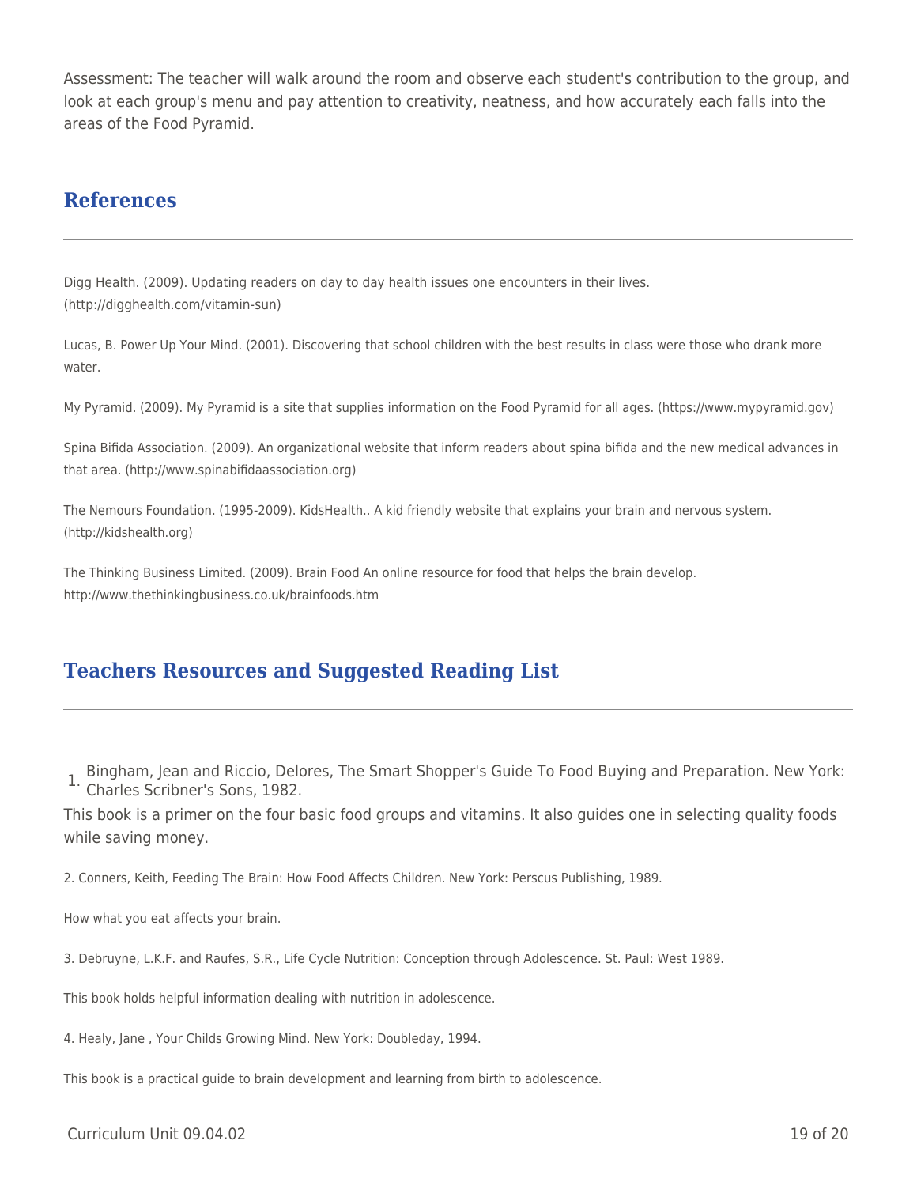Assessment: The teacher will walk around the room and observe each student's contribution to the group, and look at each group's menu and pay attention to creativity, neatness, and how accurately each falls into the areas of the Food Pyramid.

## References

Digg Health. (2009). Updating readers on day to day health issues one encounters in their lives. (http://digghealth.com/vitamin-sun)

Lucas, B. Power Up Your Mind. (2001). Discovering that school children with the best results in class were those who drank more water.

My Pyramid. (2009). My Pyramid is a site that supplies information on the Food Pyramid for all ages. (https://www.mypyramid.gov)

Spina Bifida Association. (2009). An organizational website that inform readers about spina bifida and the new medical advances in that area. (http://www.spinabifidaassociation.org)

The Nemours Foundation. (1995-2009). KidsHealth.. A kid friendly website that explains your brain and nervous system. (http://kidshealth.org)

The Thinking Business Limited. (2009). Brain Food An online resource for food that helps the brain develop. http://www.thethinkingbusiness.co.uk/brainfoods.htm

## Teachers Resources and Suggested Reading List

1. Bingham, Jean and Riccio, Delores, The Smart Shopper's Guide To Food Buying and Preparation. New York: Charles Scribner's Sons, 1982.

This book is a primer on the four basic food groups and vitamins. It also guides one in selecting quality foods while saving money.

2. Conners, Keith, Feeding The Brain: How Food Affects Children. New York: Perscus Publishing, 1989.

How what you eat affects your brain.

3. Debruyne, L.K.F. and Raufes, S.R., Life Cycle Nutrition: Conception through Adolescence. St. Paul: West 1989.

This book holds helpful information dealing with nutrition in adolescence.

4. Healy, Jane , Your Childs Growing Mind. New York: Doubleday, 1994.

This book is a practical guide to brain development and learning from birth to adolescence.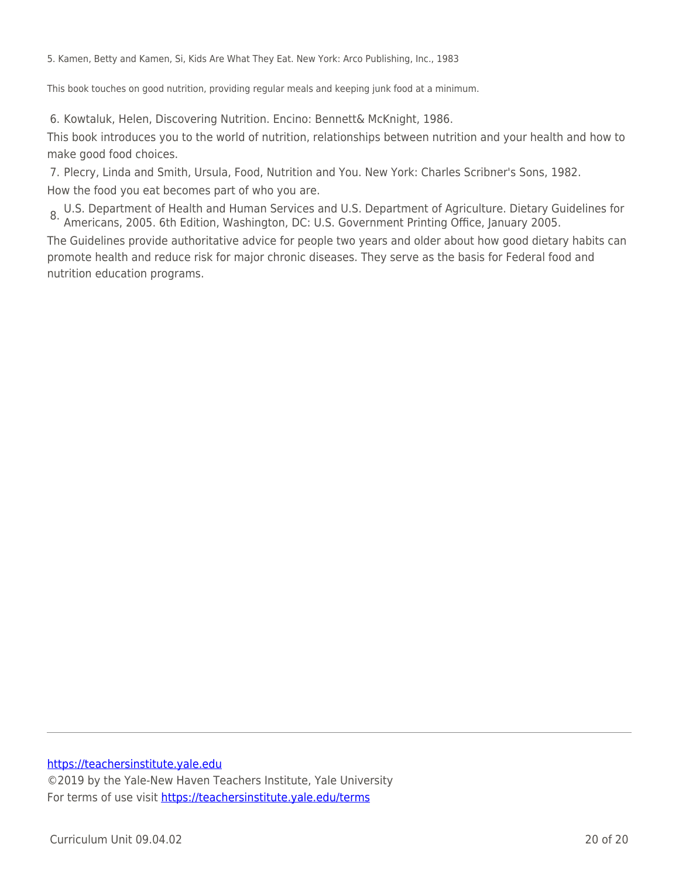5. Kamen, Betty and Kamen, Si, Kids Are What They Eat. New York: Arco Publishing, Inc., 1983

This book touches on good nutrition, providing regular meals and keeping junk food at a minimum.

6. Kowtaluk, Helen, Discovering Nutrition. Encino: Bennett& McKnight, 1986.

This book introduces you to the world of nutrition, relationships between nutrition and your health and how to make good food choices.

7. Plecry, Linda and Smith, Ursula, Food, Nutrition and You. New York: Charles Scribner's Sons, 1982.

How the food you eat becomes part of who you are.

8. U.S. Department of Health and Human Services and U.S. Department of Agriculture. Dietary Guidelines for Americans, 2005. 6th Edition, Washington, DC: U.S. Government Printing Office, January 2005.

The Guidelines provide authoritative advice for people two years and older about how good dietary habits can promote health and reduce risk for major chronic diseases. They serve as the basis for Federal food and nutrition education programs.

https://teachersinstitute.yale.edu

©2019 by the Yale-New Haven Teachers Institute, Yale University

For terms of use visit https://teachersinstitute.yale.edu/terms